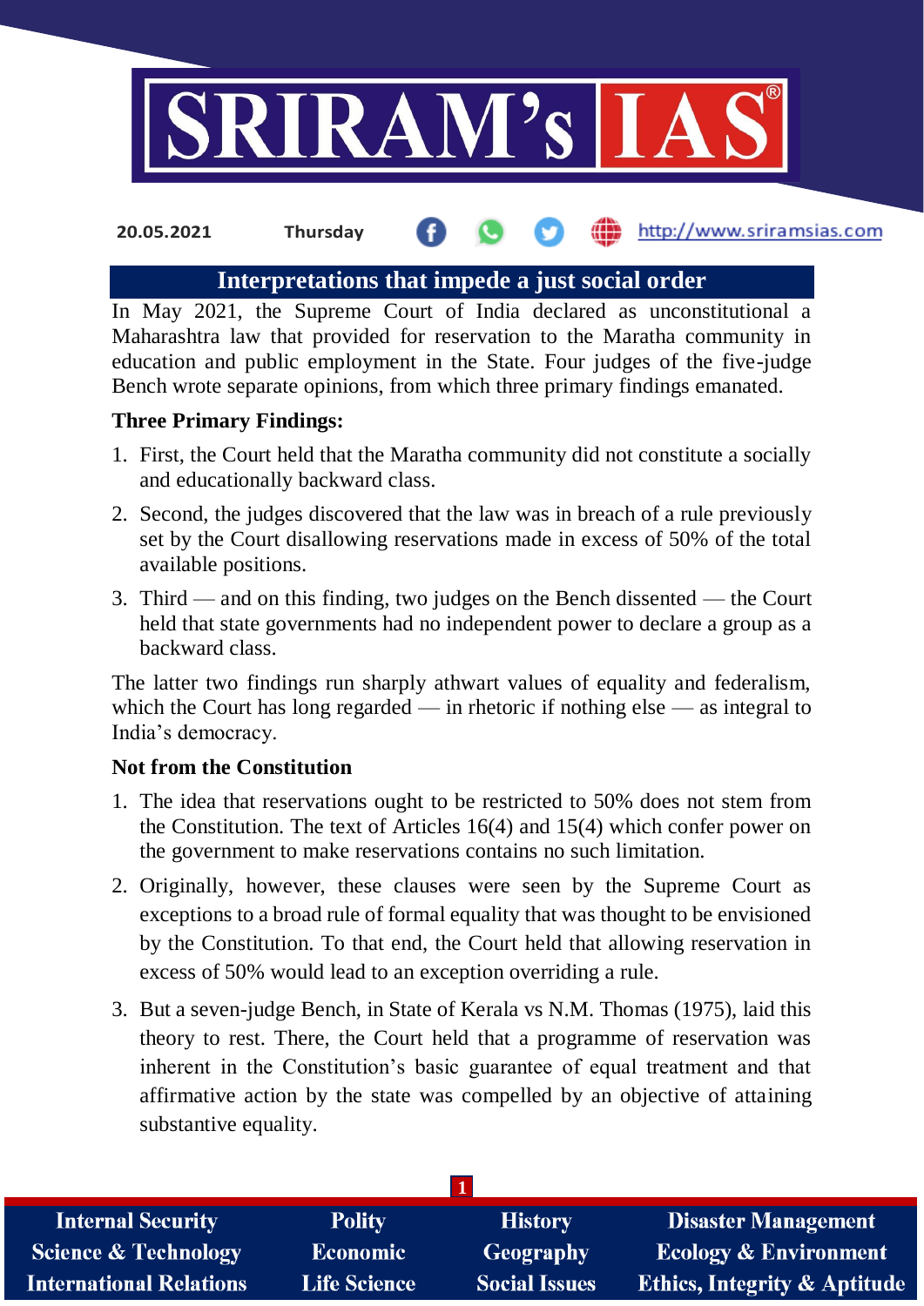20.05.2021 Thursday http://www.sriramsias.com

# Interpretations that impede a just social order

In May 2021, the Supreme Court of India declared as unconstitutional a Maharashtra law that provided for reservation to the Maratha community in education and public employment in the State. Four judges of the five-judge Bench wrote separate opinions, from which three primary findings emanated.

**Three Primary Findings:**

1. First, the Court held that the Maratha community did not constitute a socially and educationally backward class.
2. Second, the judges discovered that the law was in breach of a rule previously set by the Court disallowing reservations made in excess of 50% of the total available positions.
3. Third — and on this finding, two judges on the Bench dissented — the Court held that state governments had no independent power to declare a group as a backward class.

The latter two findings run sharply athwart values of equality and federalism, which the Court has long regarded — in rhetoric if nothing else — as integral to India's democracy.

**Not from the Constitution**

1. The idea that reservations ought to be restricted to 50% does not stem from the Constitution. The text of Articles 16(4) and 15(4) which confer power on the government to make reservations contains no such limitation.
2. Originally, however, these clauses were seen by the Supreme Court as exceptions to a broad rule of formal equality that was thought to be envisioned by the Constitution. To that end, the Court held that allowing reservation in excess of 50% would lead to an exception overriding a rule.
3. But a seven-judge Bench, in State of Kerala vs N.M. Thomas (1975), laid this theory to rest. There, the Court held that a programme of reservation was inherent in the Constitution's basic guarantee of equal treatment and that affirmative action by the state was compelled by an objective of attaining substantive equality.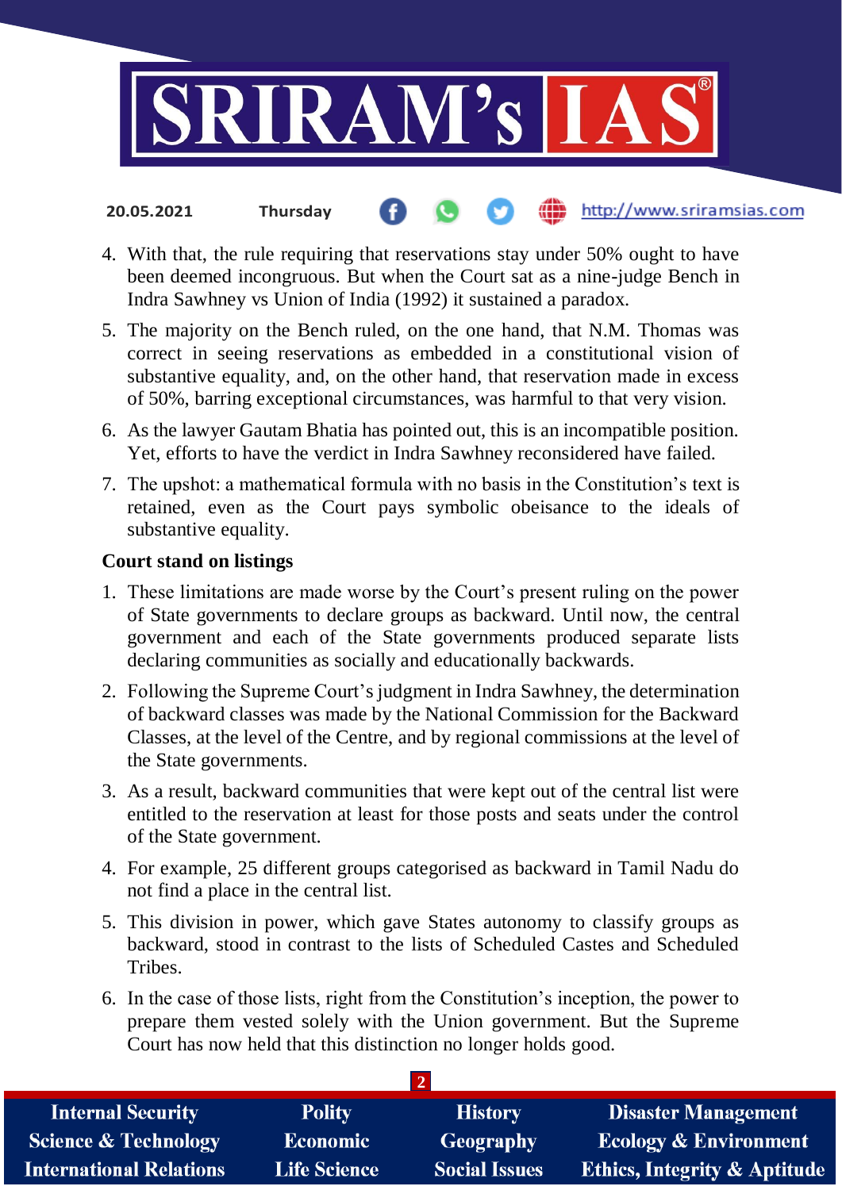4. With that, the rule requiring that reservations stay under 50% ought to have been deemed incongruous. But when the Court sat as a nine-judge Bench in Indra Sawhney vs Union of India (1992) it sustained a paradox.
5. The majority on the Bench ruled, on the one hand, that N.M. Thomas was correct in seeing reservations as embedded in a constitutional vision of substantive equality, and, on the other hand, that reservation made in excess of 50%, barring exceptional circumstances, was harmful to that very vision.
6. As the lawyer Gautam Bhatia has pointed out, this is an incompatible position. Yet, efforts to have the verdict in Indra Sawhney reconsidered have failed.
7. The upshot: a mathematical formula with no basis in the Constitution's text is retained, even as the Court pays symbolic obeisance to the ideals of substantive equality.

**Court stand on listings**

1. These limitations are made worse by the Court's present ruling on the power of State governments to declare groups as backward. Until now, the central government and each of the State governments produced separate lists declaring communities as socially and educationally backwards.
2. Following the Supreme Court's judgment in Indra Sawhney, the determination of backward classes was made by the National Commission for the Backward Classes, at the level of the Centre, and by regional commissions at the level of the State governments.
3. As a result, backward communities that were kept out of the central list were entitled to the reservation at least for those posts and seats under the control of the State government.
4. For example, 25 different groups categorised as backward in Tamil Nadu do not find a place in the central list.
5. This division in power, which gave States autonomy to classify groups as backward, stood in contrast to the lists of Scheduled Castes and Scheduled Tribes.
6. In the case of those lists, right from the Constitution's inception, the power to prepare them vested solely with the Union government. But the Supreme Court has now held that this distinction no longer holds good.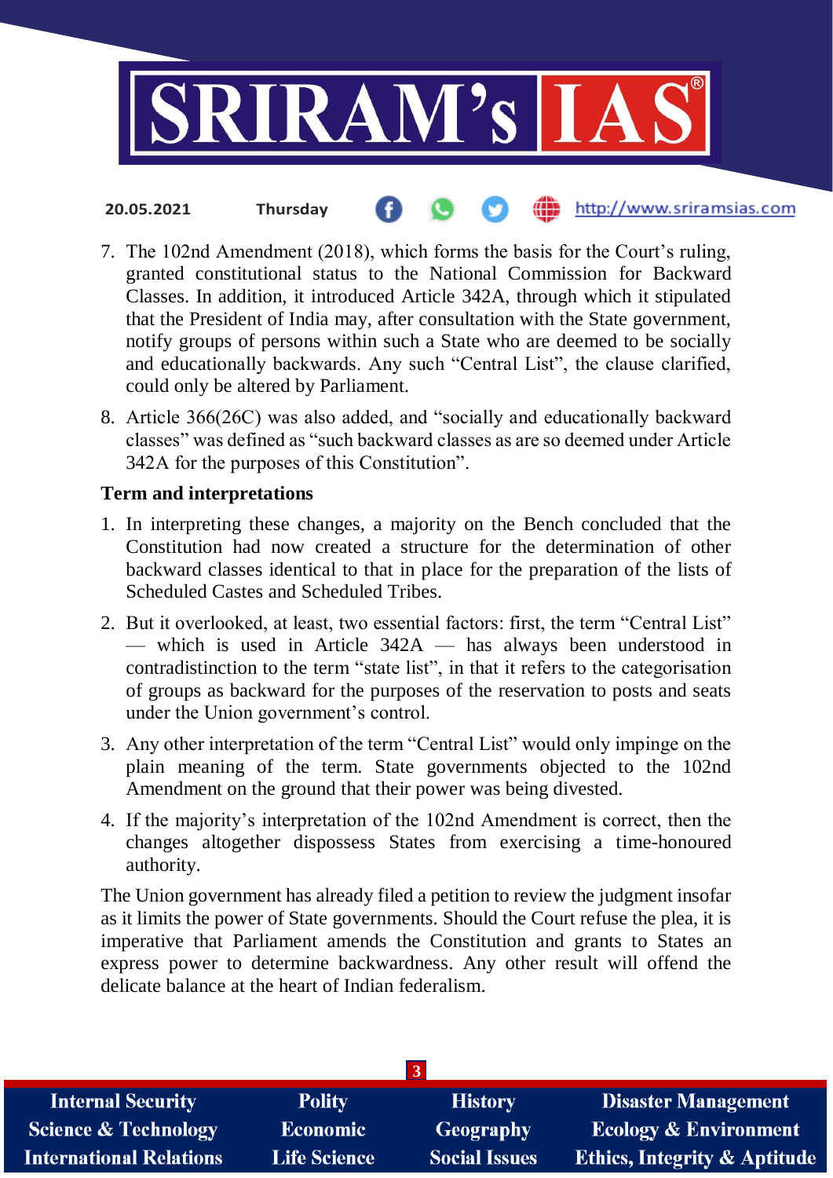7. The 102nd Amendment (2018), which forms the basis for the Court's ruling, granted constitutional status to the National Commission for Backward Classes. In addition, it introduced Article 342A, through which it stipulated that the President of India may, after consultation with the State government, notify groups of persons within such a State who are deemed to be socially and educationally backwards. Any such "Central List", the clause clarified, could only be altered by Parliament.
8. Article 366(26C) was also added, and "socially and educationally backward classes" was defined as "such backward classes as are so deemed under Article 342A for the purposes of this Constitution".

**Term and interpretations**

1. In interpreting these changes, a majority on the Bench concluded that the Constitution had now created a structure for the determination of other backward classes identical to that in place for the preparation of the lists of Scheduled Castes and Scheduled Tribes.
2. But it overlooked, at least, two essential factors: first, the term "Central List" — which is used in Article 342A — has always been understood in contradistinction to the term "state list", in that it refers to the categorisation of groups as backward for the purposes of the reservation to posts and seats under the Union government's control.
3. Any other interpretation of the term "Central List" would only impinge on the plain meaning of the term. State governments objected to the 102nd Amendment on the ground that their power was being divested.
4. If the majority's interpretation of the 102nd Amendment is correct, then the changes altogether dispossess States from exercising a time-honoured authority.

The Union government has already filed a petition to review the judgment insofar as it limits the power of State governments. Should the Court refuse the plea, it is imperative that Parliament amends the Constitution and grants to States an express power to determine backwardness. Any other result will offend the delicate balance at the heart of Indian federalism.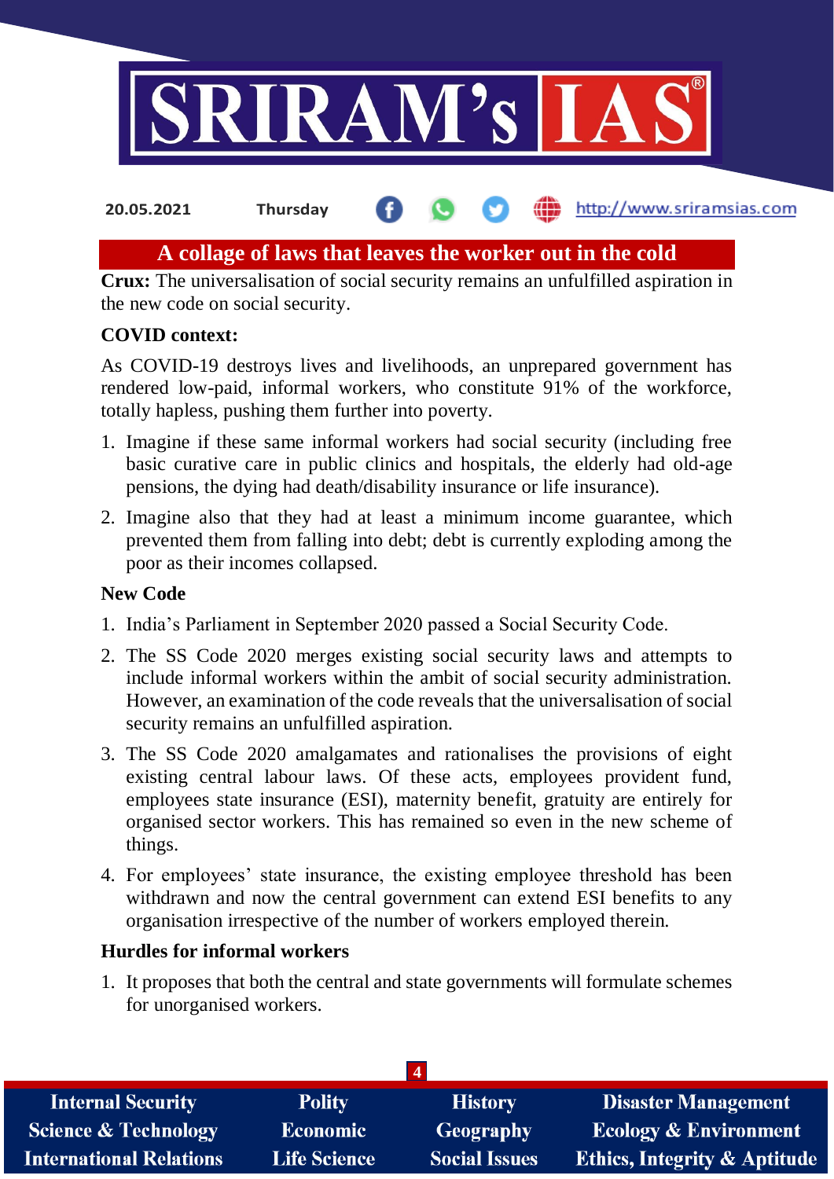## A collage of laws that leaves the worker out in the cold

**Crux:** The universalisation of social security remains an unfulfilled aspiration in the new code on social security.

**COVID context:**

As COVID-19 destroys lives and livelihoods, an unprepared government has rendered low-paid, informal workers, who constitute 91% of the workforce, totally hapless, pushing them further into poverty.

1. Imagine if these same informal workers had social security (including free basic curative care in public clinics and hospitals, the elderly had old-age pensions, the dying had death/disability insurance or life insurance).
2. Imagine also that they had at least a minimum income guarantee, which prevented them from falling into debt; debt is currently exploding among the poor as their incomes collapsed.

**New Code**

1. India's Parliament in September 2020 passed a Social Security Code.
2. The SS Code 2020 merges existing social security laws and attempts to include informal workers within the ambit of social security administration. However, an examination of the code reveals that the universalisation of social security remains an unfulfilled aspiration.
3. The SS Code 2020 amalgamates and rationalises the provisions of eight existing central labour laws. Of these acts, employees provident fund, employees state insurance (ESI), maternity benefit, gratuity are entirely for organised sector workers. This has remained so even in the new scheme of things.
4. For employees' state insurance, the existing employee threshold has been withdrawn and now the central government can extend ESI benefits to any organisation irrespective of the number of workers employed therein.

**Hurdles for informal workers**

1. It proposes that both the central and state governments will formulate schemes for unorganised workers.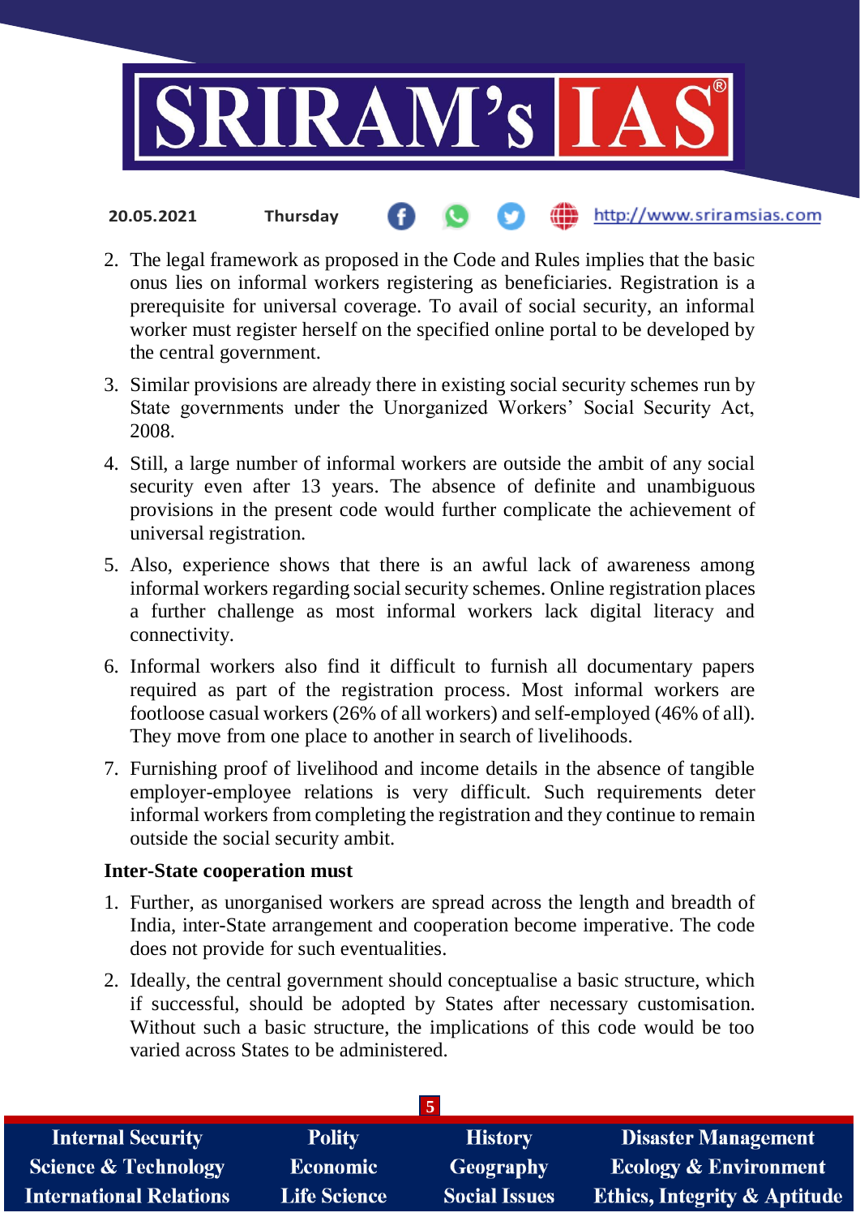2. The legal framework as proposed in the Code and Rules implies that the basic onus lies on informal workers registering as beneficiaries. Registration is a prerequisite for universal coverage. To avail of social security, an informal worker must register herself on the specified online portal to be developed by the central government.
3. Similar provisions are already there in existing social security schemes run by State governments under the Unorganized Workers' Social Security Act, 2008.
4. Still, a large number of informal workers are outside the ambit of any social security even after 13 years. The absence of definite and unambiguous provisions in the present code would further complicate the achievement of universal registration.
5. Also, experience shows that there is an awful lack of awareness among informal workers regarding social security schemes. Online registration places a further challenge as most informal workers lack digital literacy and connectivity.
6. Informal workers also find it difficult to furnish all documentary papers required as part of the registration process. Most informal workers are footloose casual workers (26% of all workers) and self-employed (46% of all). They move from one place to another in search of livelihoods.
7. Furnishing proof of livelihood and income details in the absence of tangible employer-employee relations is very difficult. Such requirements deter informal workers from completing the registration and they continue to remain outside the social security ambit.

**Inter-State cooperation must**

1. Further, as unorganised workers are spread across the length and breadth of India, inter-State arrangement and cooperation become imperative. The code does not provide for such eventualities.
2. Ideally, the central government should conceptualise a basic structure, which if successful, should be adopted by States after necessary customisation. Without such a basic structure, the implications of this code would be too varied across States to be administered.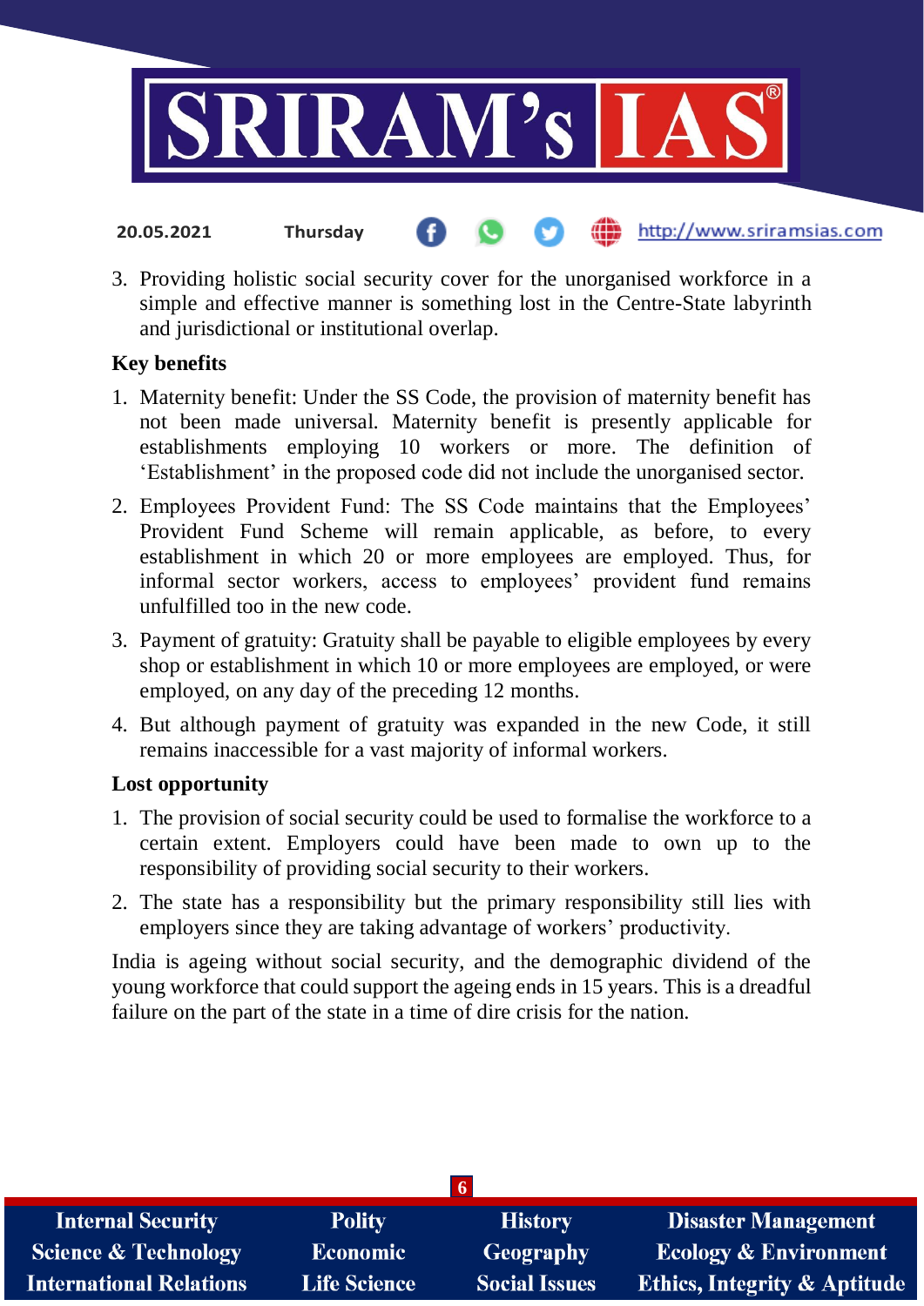3. Providing holistic social security cover for the unorganised workforce in a simple and effective manner is something lost in the Centre-State labyrinth and jurisdictional or institutional overlap.

**Key benefits**

1. Maternity benefit: Under the SS Code, the provision of maternity benefit has not been made universal. Maternity benefit is presently applicable for establishments employing 10 workers or more. The definition of 'Establishment' in the proposed code did not include the unorganised sector.
2. Employees Provident Fund: The SS Code maintains that the Employees' Provident Fund Scheme will remain applicable, as before, to every establishment in which 20 or more employees are employed. Thus, for informal sector workers, access to employees' provident fund remains unfulfilled too in the new code.
3. Payment of gratuity: Gratuity shall be payable to eligible employees by every shop or establishment in which 10 or more employees are employed, or were employed, on any day of the preceding 12 months.
4. But although payment of gratuity was expanded in the new Code, it still remains inaccessible for a vast majority of informal workers.

**Lost opportunity**

1. The provision of social security could be used to formalise the workforce to a certain extent. Employers could have been made to own up to the responsibility of providing social security to their workers.
2. The state has a responsibility but the primary responsibility still lies with employers since they are taking advantage of workers' productivity.

India is ageing without social security, and the demographic dividend of the young workforce that could support the ageing ends in 15 years. This is a dreadful failure on the part of the state in a time of dire crisis for the nation.